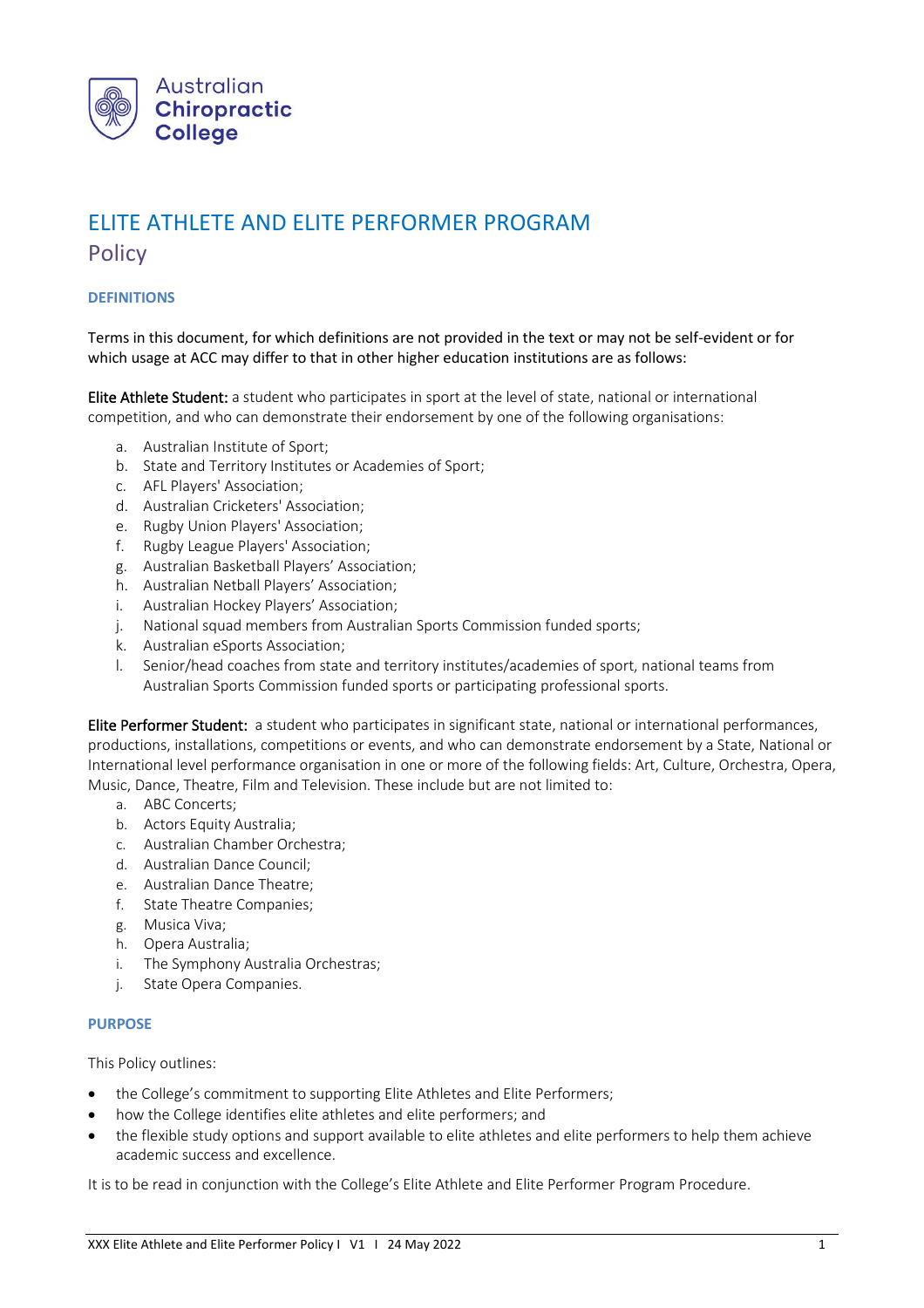Australian Chiropractic College

# ELITE ATHLETE AND ELITE PERFORMER PROGRAM

## Policy

### DEFINITIONS

Terms in this document, for which definitions are not provided in the text or may not be self-evident or for which usage at ACC may differ to that in other higher education institutions are as follows:

**Elite Athlete Student:** a student who participates in sport at the level of state, national or international competition, and who can demonstrate their endorsement by one of the following organisations:

a. Australian Institute of Sport;
b. State and Territory Institutes or Academies of Sport;
c. AFL Players' Association;
d. Australian Cricketers' Association;
e. Rugby Union Players' Association;
f. Rugby League Players' Association;
g. Australian Basketball Players' Association;
h. Australian Netball Players' Association;
i. Australian Hockey Players' Association;
j. National squad members from Australian Sports Commission funded sports;
k. Australian eSports Association;
l. Senior/head coaches from state and territory institutes/academies of sport, national teams from Australian Sports Commission funded sports or participating professional sports.

**Elite Performer Student:** a student who participates in significant state, national or international performances, productions, installations, competitions or events, and who can demonstrate endorsement by a State, National or International level performance organisation in one or more of the following fields: Art, Culture, Orchestra, Opera, Music, Dance, Theatre, Film and Television. These include but are not limited to:

a. ABC Concerts;
b. Actors Equity Australia;
c. Australian Chamber Orchestra;
d. Australian Dance Council;
e. Australian Dance Theatre;
f. State Theatre Companies;
g. Musica Viva;
h. Opera Australia;
i. The Symphony Australia Orchestras;
j. State Opera Companies.

### PURPOSE

This Policy outlines:

- the College's commitment to supporting Elite Athletes and Elite Performers;
- how the College identifies elite athletes and elite performers; and
- the flexible study options and support available to elite athletes and elite performers to help them achieve academic success and excellence.

It is to be read in conjunction with the College's Elite Athlete and Elite Performer Program Procedure.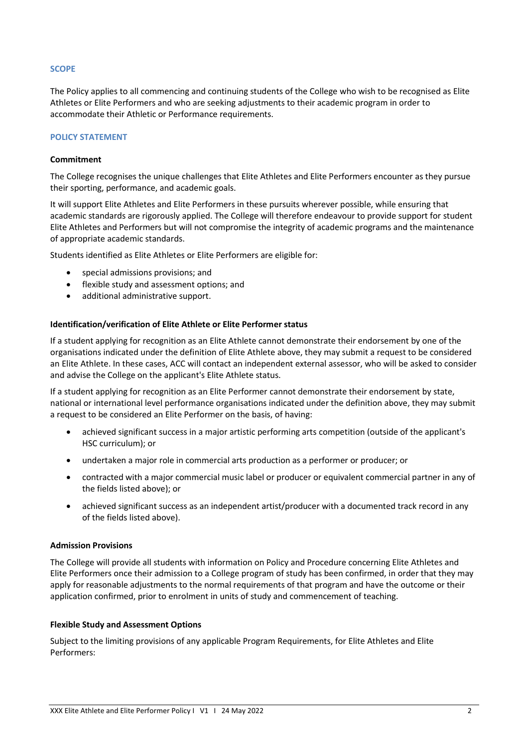## SCOPE

The Policy applies to all commencing and continuing students of the College who wish to be recognised as Elite Athletes or Elite Performers and who are seeking adjustments to their academic program in order to accommodate their Athletic or Performance requirements.

## POLICY STATEMENT

### Commitment

The College recognises the unique challenges that Elite Athletes and Elite Performers encounter as they pursue their sporting, performance, and academic goals.

It will support Elite Athletes and Elite Performers in these pursuits wherever possible, while ensuring that academic standards are rigorously applied. The College will therefore endeavour to provide support for student Elite Athletes and Performers but will not compromise the integrity of academic programs and the maintenance of appropriate academic standards.

Students identified as Elite Athletes or Elite Performers are eligible for:

- special admissions provisions; and
- flexible study and assessment options; and
- additional administrative support.

### Identification/verification of Elite Athlete or Elite Performer status

If a student applying for recognition as an Elite Athlete cannot demonstrate their endorsement by one of the organisations indicated under the definition of Elite Athlete above, they may submit a request to be considered an Elite Athlete. In these cases, ACC will contact an independent external assessor, who will be asked to consider and advise the College on the applicant's Elite Athlete status.

If a student applying for recognition as an Elite Performer cannot demonstrate their endorsement by state, national or international level performance organisations indicated under the definition above, they may submit a request to be considered an Elite Performer on the basis, of having:

- achieved significant success in a major artistic performing arts competition (outside of the applicant's HSC curriculum); or
- undertaken a major role in commercial arts production as a performer or producer; or
- contracted with a major commercial music label or producer or equivalent commercial partner in any of the fields listed above); or
- achieved significant success as an independent artist/producer with a documented track record in any of the fields listed above).

### Admission Provisions

The College will provide all students with information on Policy and Procedure concerning Elite Athletes and Elite Performers once their admission to a College program of study has been confirmed, in order that they may apply for reasonable adjustments to the normal requirements of that program and have the outcome or their application confirmed, prior to enrolment in units of study and commencement of teaching.

### Flexible Study and Assessment Options

Subject to the limiting provisions of any applicable Program Requirements, for Elite Athletes and Elite Performers: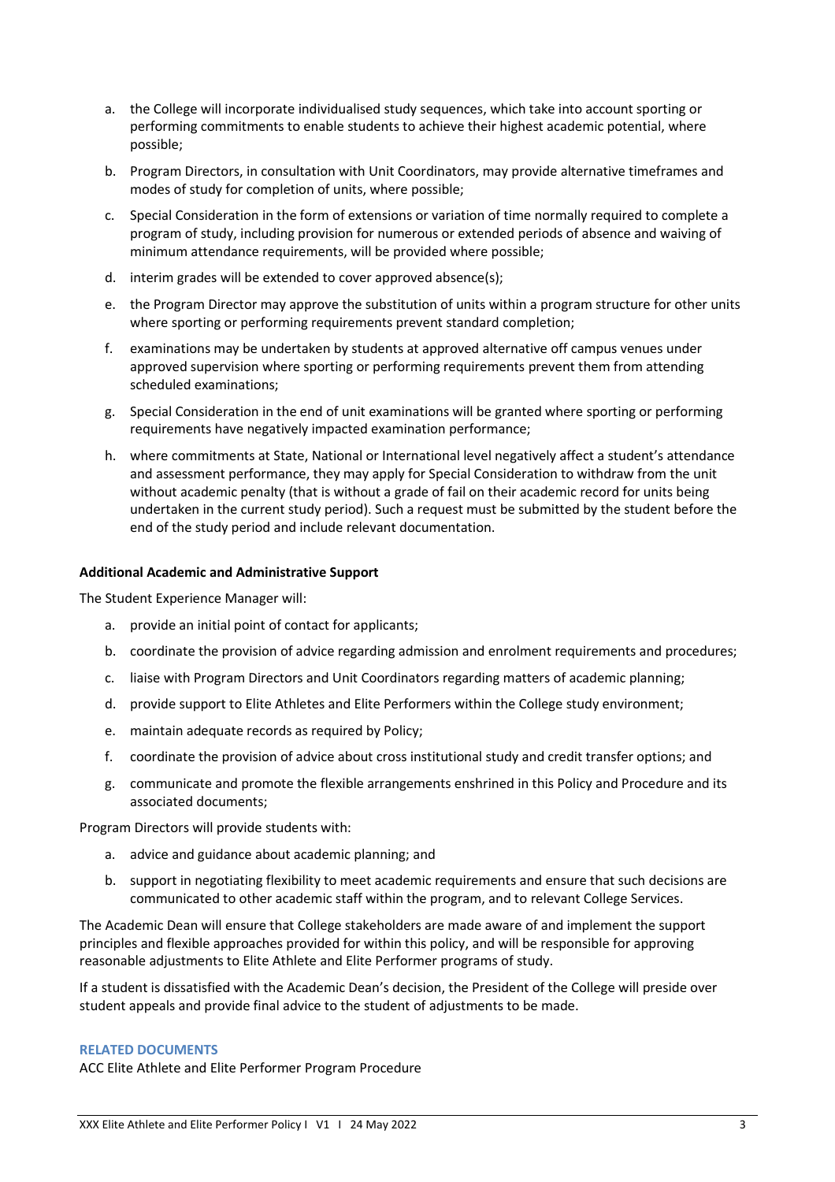a. the College will incorporate individualised study sequences, which take into account sporting or performing commitments to enable students to achieve their highest academic potential, where possible;

b. Program Directors, in consultation with Unit Coordinators, may provide alternative timeframes and modes of study for completion of units, where possible;

c. Special Consideration in the form of extensions or variation of time normally required to complete a program of study, including provision for numerous or extended periods of absence and waiving of minimum attendance requirements, will be provided where possible;

d. interim grades will be extended to cover approved absence(s);

e. the Program Director may approve the substitution of units within a program structure for other units where sporting or performing requirements prevent standard completion;

f. examinations may be undertaken by students at approved alternative off campus venues under approved supervision where sporting or performing requirements prevent them from attending scheduled examinations;

g. Special Consideration in the end of unit examinations will be granted where sporting or performing requirements have negatively impacted examination performance;

h. where commitments at State, National or International level negatively affect a student's attendance and assessment performance, they may apply for Special Consideration to withdraw from the unit without academic penalty (that is without a grade of fail on their academic record for units being undertaken in the current study period). Such a request must be submitted by the student before the end of the study period and include relevant documentation.

**Additional Academic and Administrative Support**

The Student Experience Manager will:

a. provide an initial point of contact for applicants;

b. coordinate the provision of advice regarding admission and enrolment requirements and procedures;

c. liaise with Program Directors and Unit Coordinators regarding matters of academic planning;

d. provide support to Elite Athletes and Elite Performers within the College study environment;

e. maintain adequate records as required by Policy;

f. coordinate the provision of advice about cross institutional study and credit transfer options; and

g. communicate and promote the flexible arrangements enshrined in this Policy and Procedure and its associated documents;

Program Directors will provide students with:

a. advice and guidance about academic planning; and

b. support in negotiating flexibility to meet academic requirements and ensure that such decisions are communicated to other academic staff within the program, and to relevant College Services.

The Academic Dean will ensure that College stakeholders are made aware of and implement the support principles and flexible approaches provided for within this policy, and will be responsible for approving reasonable adjustments to Elite Athlete and Elite Performer programs of study.

If a student is dissatisfied with the Academic Dean's decision, the President of the College will preside over student appeals and provide final advice to the student of adjustments to be made.

## RELATED DOCUMENTS

ACC Elite Athlete and Elite Performer Program Procedure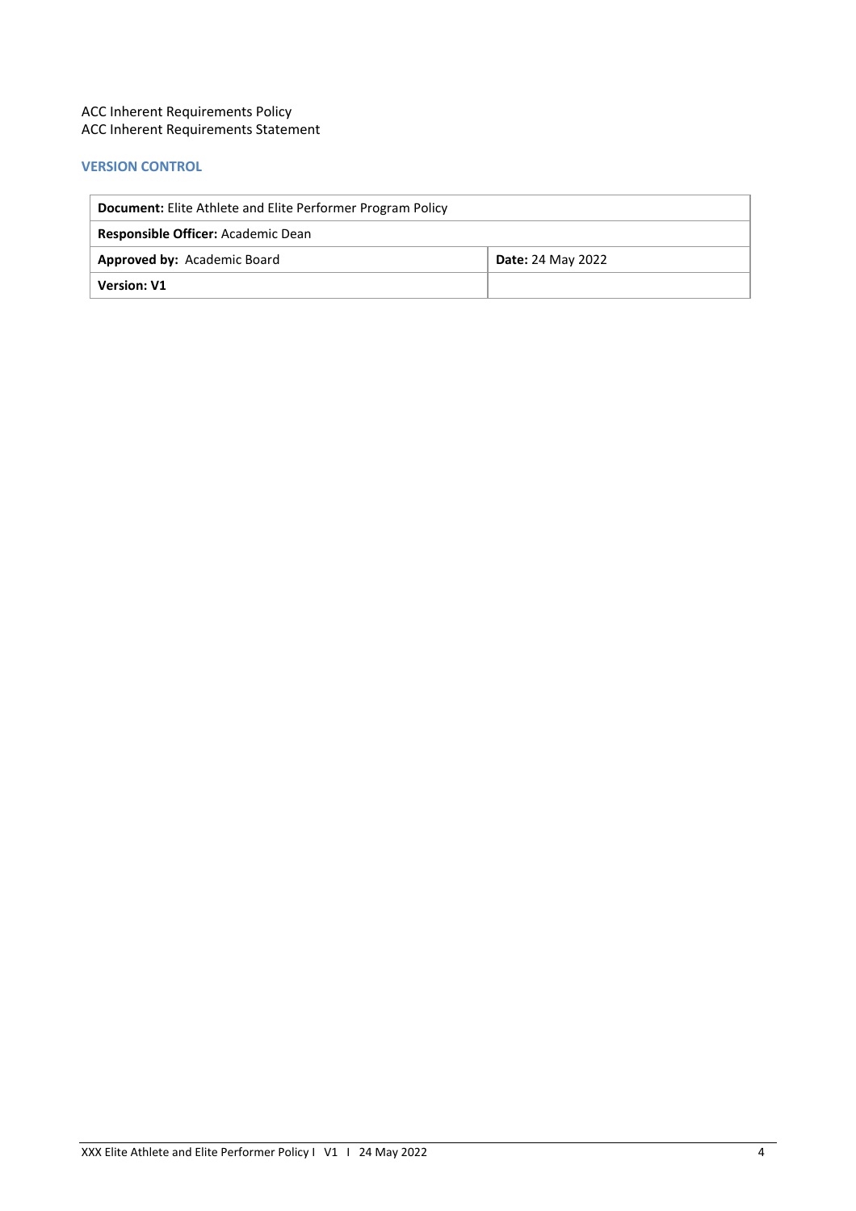ACC Inherent Requirements Policy
ACC Inherent Requirements Statement

### VERSION CONTROL

| | |
|---|---|
| **Document:** Elite Athlete and Elite Performer Program Policy | |
| **Responsible Officer:** Academic Dean | |
| **Approved by:** Academic Board | **Date:** 24 May 2022 |
| **Version: V1** | |